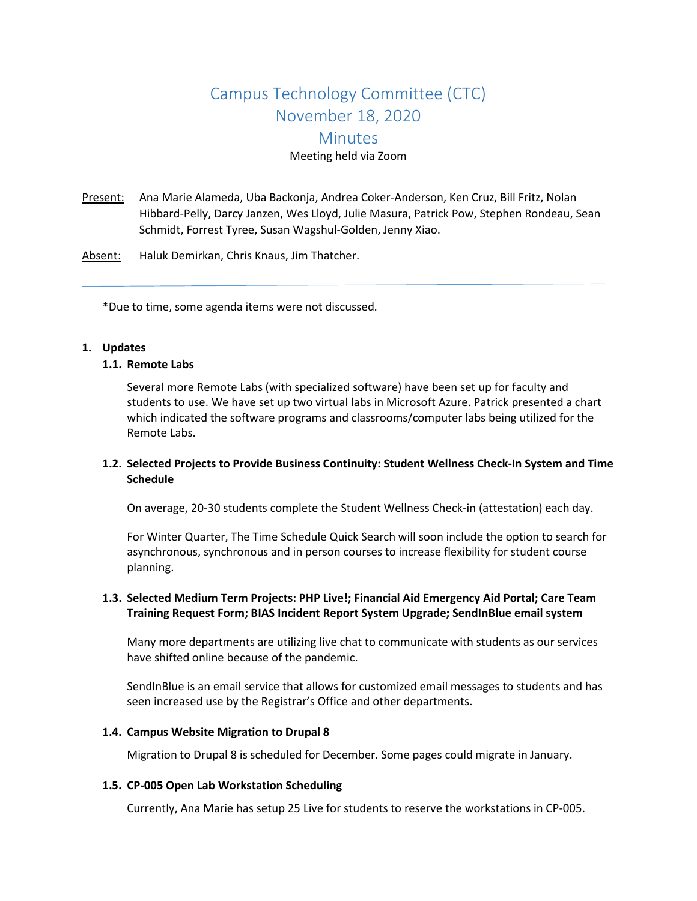# Campus Technology Committee (CTC)
# November 18, 2020
# Minutes

Meeting held via Zoom

Present: Ana Marie Alameda, Uba Backonja, Andrea Coker-Anderson, Ken Cruz, Bill Fritz, Nolan Hibbard-Pelly, Darcy Janzen, Wes Lloyd, Julie Masura, Patrick Pow, Stephen Rondeau, Sean Schmidt, Forrest Tyree, Susan Wagshul-Golden, Jenny Xiao.

Absent: Haluk Demirkan, Chris Knaus, Jim Thatcher.

---

*Due to time, some agenda items were not discussed.

**1. Updates**

**1.1. Remote Labs**

Several more Remote Labs (with specialized software) have been set up for faculty and students to use. We have set up two virtual labs in Microsoft Azure. Patrick presented a chart which indicated the software programs and classrooms/computer labs being utilized for the Remote Labs.

**1.2. Selected Projects to Provide Business Continuity: Student Wellness Check-In System and Time Schedule**

On average, 20-30 students complete the Student Wellness Check-in (attestation) each day.

For Winter Quarter, The Time Schedule Quick Search will soon include the option to search for asynchronous, synchronous and in person courses to increase flexibility for student course planning.

**1.3. Selected Medium Term Projects: PHP Live!; Financial Aid Emergency Aid Portal; Care Team Training Request Form; BIAS Incident Report System Upgrade; SendInBlue email system**

Many more departments are utilizing live chat to communicate with students as our services have shifted online because of the pandemic.

SendInBlue is an email service that allows for customized email messages to students and has seen increased use by the Registrar's Office and other departments.

**1.4. Campus Website Migration to Drupal 8**

Migration to Drupal 8 is scheduled for December. Some pages could migrate in January.

**1.5. CP-005 Open Lab Workstation Scheduling**

Currently, Ana Marie has setup 25 Live for students to reserve the workstations in CP-005.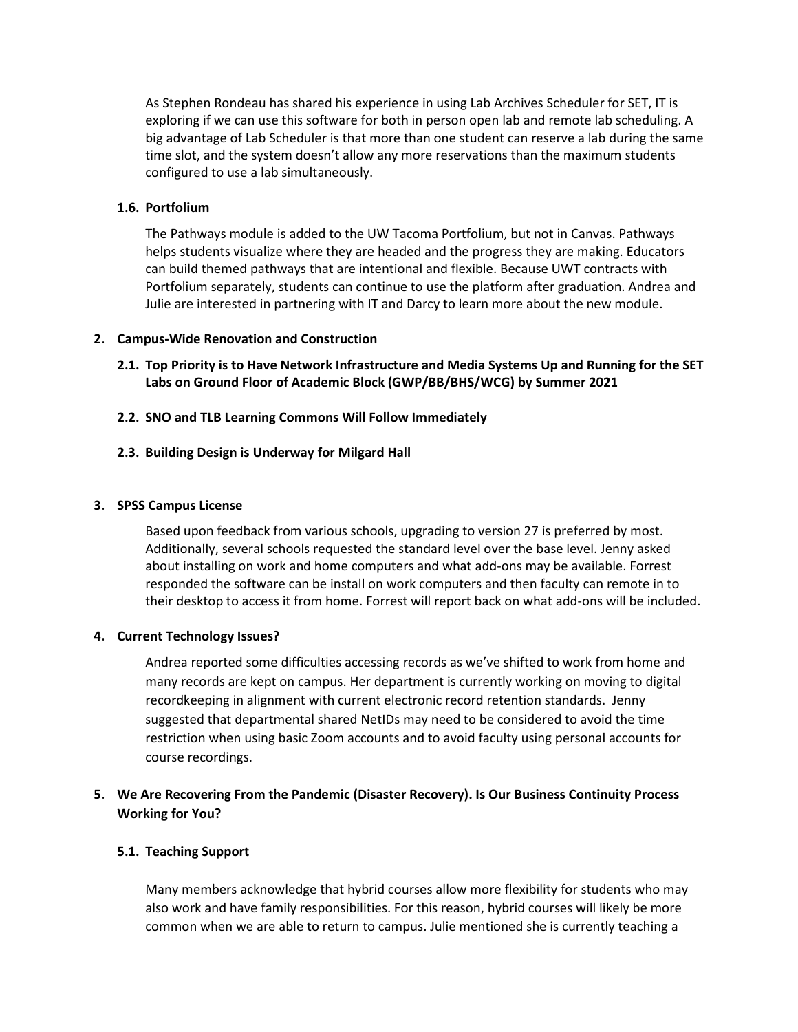As Stephen Rondeau has shared his experience in using Lab Archives Scheduler for SET, IT is exploring if we can use this software for both in person open lab and remote lab scheduling. A big advantage of Lab Scheduler is that more than one student can reserve a lab during the same time slot, and the system doesn't allow any more reservations than the maximum students configured to use a lab simultaneously.

### 1.6. Portfolium

The Pathways module is added to the UW Tacoma Portfolium, but not in Canvas. Pathways helps students visualize where they are headed and the progress they are making. Educators can build themed pathways that are intentional and flexible. Because UWT contracts with Portfolium separately, students can continue to use the platform after graduation. Andrea and Julie are interested in partnering with IT and Darcy to learn more about the new module.

## 2. Campus-Wide Renovation and Construction

### 2.1. Top Priority is to Have Network Infrastructure and Media Systems Up and Running for the SET Labs on Ground Floor of Academic Block (GWP/BB/BHS/WCG) by Summer 2021

### 2.2. SNO and TLB Learning Commons Will Follow Immediately

### 2.3. Building Design is Underway for Milgard Hall

## 3. SPSS Campus License

Based upon feedback from various schools, upgrading to version 27 is preferred by most. Additionally, several schools requested the standard level over the base level. Jenny asked about installing on work and home computers and what add-ons may be available. Forrest responded the software can be install on work computers and then faculty can remote in to their desktop to access it from home. Forrest will report back on what add-ons will be included.

## 4. Current Technology Issues?

Andrea reported some difficulties accessing records as we've shifted to work from home and many records are kept on campus. Her department is currently working on moving to digital recordkeeping in alignment with current electronic record retention standards. Jenny suggested that departmental shared NetIDs may need to be considered to avoid the time restriction when using basic Zoom accounts and to avoid faculty using personal accounts for course recordings.

## 5. We Are Recovering From the Pandemic (Disaster Recovery). Is Our Business Continuity Process Working for You?

### 5.1. Teaching Support

Many members acknowledge that hybrid courses allow more flexibility for students who may also work and have family responsibilities. For this reason, hybrid courses will likely be more common when we are able to return to campus. Julie mentioned she is currently teaching a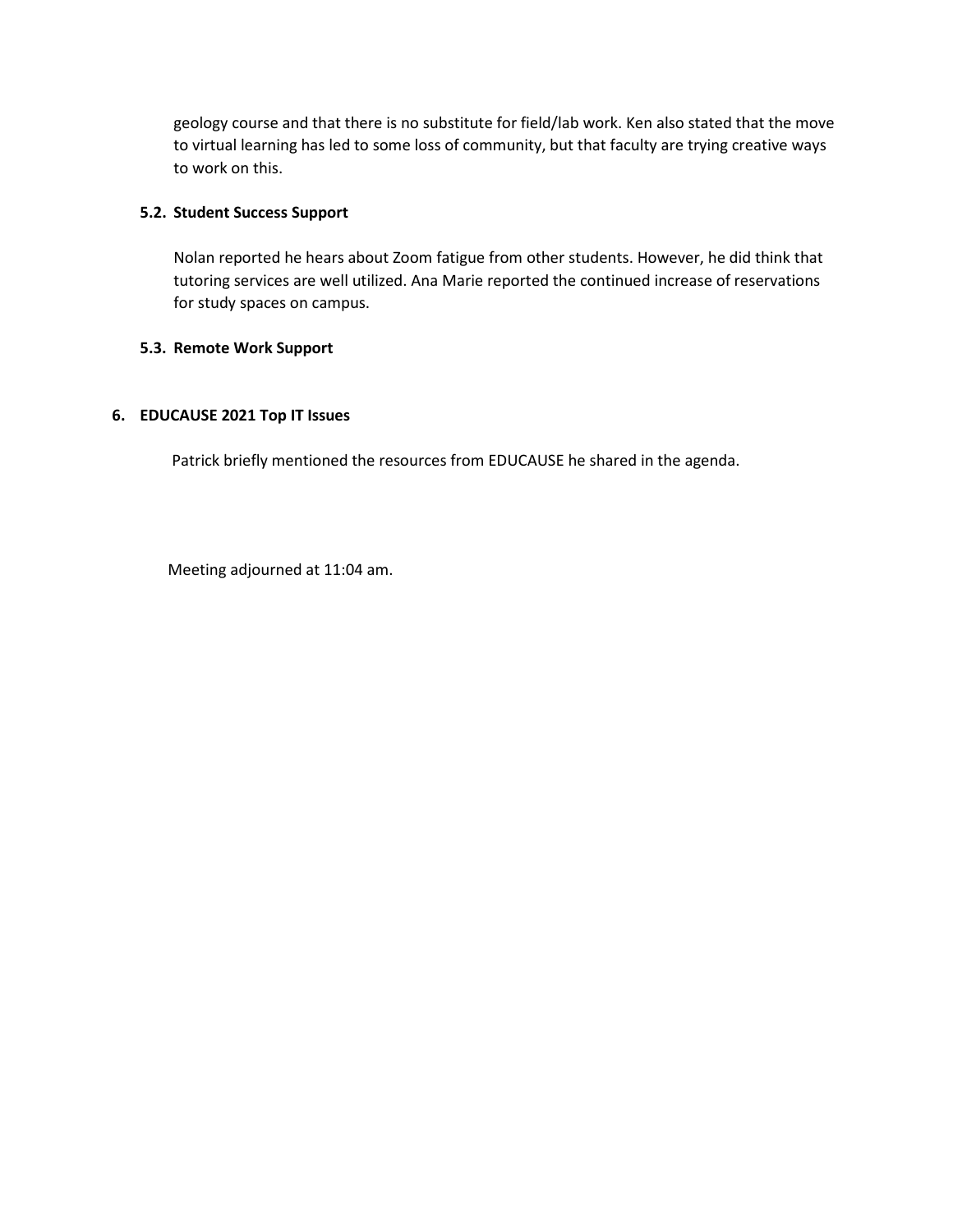geology course and that there is no substitute for field/lab work. Ken also stated that the move to virtual learning has led to some loss of community, but that faculty are trying creative ways to work on this.

### 5.2. Student Success Support

Nolan reported he hears about Zoom fatigue from other students. However, he did think that tutoring services are well utilized. Ana Marie reported the continued increase of reservations for study spaces on campus.

### 5.3. Remote Work Support

## 6. EDUCAUSE 2021 Top IT Issues

Patrick briefly mentioned the resources from EDUCAUSE he shared in the agenda.

Meeting adjourned at 11:04 am.